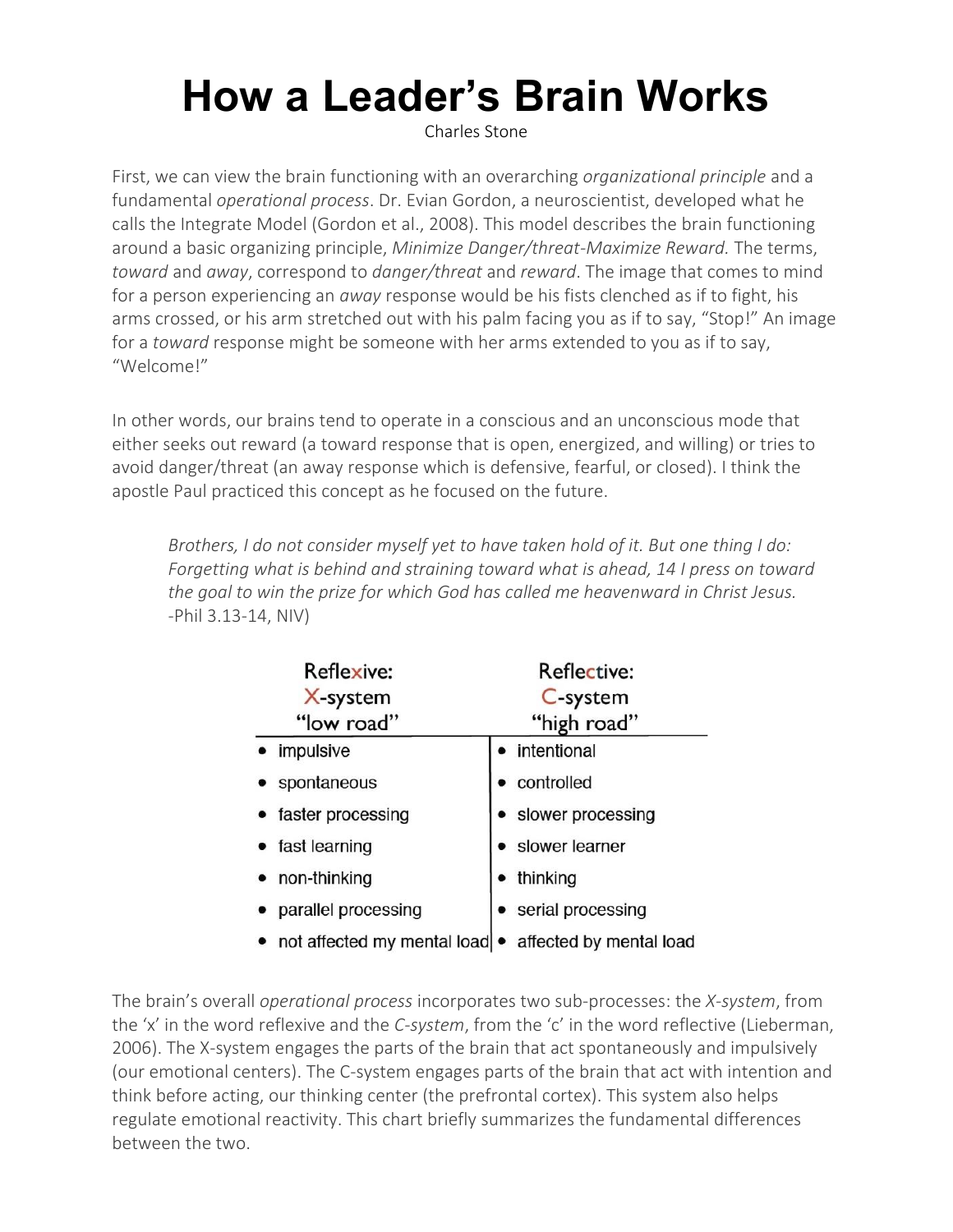# How a Leader's Brain Works

Charles Stone

First, we can view the brain functioning with an overarching *organizational principle* and a fundamental *operational process*. Dr. Evian Gordon, a neuroscientist, developed what he calls the Integrate Model (Gordon et al., 2008). This model describes the brain functioning around a basic organizing principle, *Minimize Danger/threat-Maximize Reward.* The terms, *toward* and *away*, correspond to *danger/threat* and *reward*. The image that comes to mind for a person experiencing an *away* response would be his fists clenched as if to fight, his arms crossed, or his arm stretched out with his palm facing you as if to say, "Stop!" An image for a *toward* response might be someone with her arms extended to you as if to say, "Welcome!"

In other words, our brains tend to operate in a conscious and an unconscious mode that either seeks out reward (a toward response that is open, energized, and willing) or tries to avoid danger/threat (an away response which is defensive, fearful, or closed). I think the apostle Paul practiced this concept as he focused on the future.

> *Brothers, I do not consider myself yet to have taken hold of it. But one thing I do: Forgetting what is behind and straining toward what is ahead, 14 I press on toward the goal to win the prize for which God has called me heavenward in Christ Jesus.*
> -Phil 3.13-14, NIV)

| Reflexive: X-system "low road" | Reflective: C-system "high road" |
|---|---|
| • impulsive | • intentional |
| • spontaneous | • controlled |
| • faster processing | • slower processing |
| • fast learning | • slower learner |
| • non-thinking | • thinking |
| • parallel processing | • serial processing |
| • not affected my mental load | • affected by mental load |

The brain's overall *operational process* incorporates two sub-processes: the *X-system*, from the 'x' in the word reflexive and the *C-system*, from the 'c' in the word reflective (Lieberman, 2006). The X-system engages the parts of the brain that act spontaneously and impulsively (our emotional centers). The C-system engages parts of the brain that act with intention and think before acting, our thinking center (the prefrontal cortex). This system also helps regulate emotional reactivity. This chart briefly summarizes the fundamental differences between the two.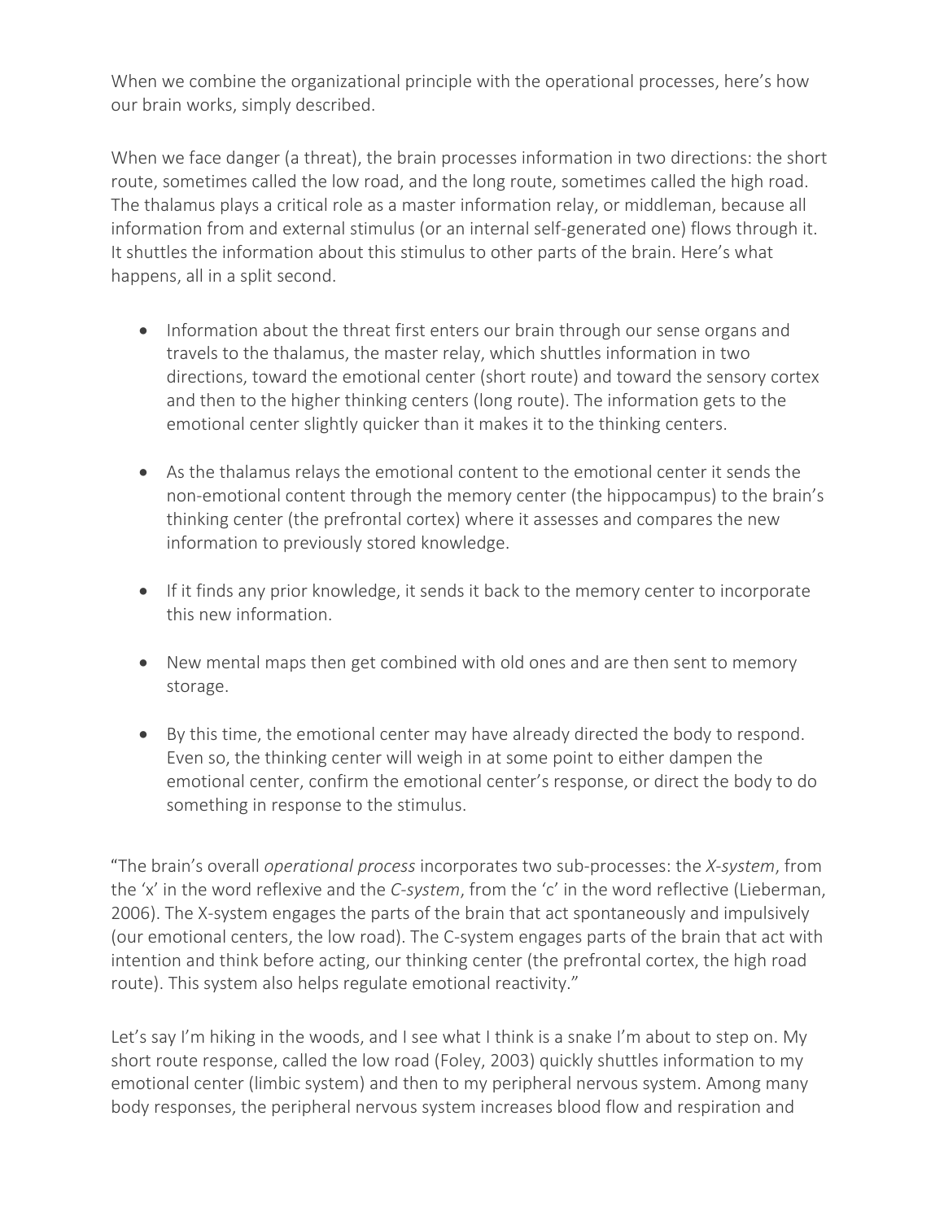When we combine the organizational principle with the operational processes, here's how our brain works, simply described.

When we face danger (a threat), the brain processes information in two directions: the short route, sometimes called the low road, and the long route, sometimes called the high road. The thalamus plays a critical role as a master information relay, or middleman, because all information from and external stimulus (or an internal self-generated one) flows through it. It shuttles the information about this stimulus to other parts of the brain. Here's what happens, all in a split second.

- Information about the threat first enters our brain through our sense organs and travels to the thalamus, the master relay, which shuttles information in two directions, toward the emotional center (short route) and toward the sensory cortex and then to the higher thinking centers (long route). The information gets to the emotional center slightly quicker than it makes it to the thinking centers.
- As the thalamus relays the emotional content to the emotional center it sends the non-emotional content through the memory center (the hippocampus) to the brain's thinking center (the prefrontal cortex) where it assesses and compares the new information to previously stored knowledge.
- If it finds any prior knowledge, it sends it back to the memory center to incorporate this new information.
- New mental maps then get combined with old ones and are then sent to memory storage.
- By this time, the emotional center may have already directed the body to respond. Even so, the thinking center will weigh in at some point to either dampen the emotional center, confirm the emotional center's response, or direct the body to do something in response to the stimulus.

"The brain's overall *operational process* incorporates two sub-processes: the *X-system*, from the 'x' in the word reflexive and the *C-system*, from the 'c' in the word reflective (Lieberman, 2006). The X-system engages the parts of the brain that act spontaneously and impulsively (our emotional centers, the low road). The C-system engages parts of the brain that act with intention and think before acting, our thinking center (the prefrontal cortex, the high road route). This system also helps regulate emotional reactivity."

Let's say I'm hiking in the woods, and I see what I think is a snake I'm about to step on. My short route response, called the low road (Foley, 2003) quickly shuttles information to my emotional center (limbic system) and then to my peripheral nervous system. Among many body responses, the peripheral nervous system increases blood flow and respiration and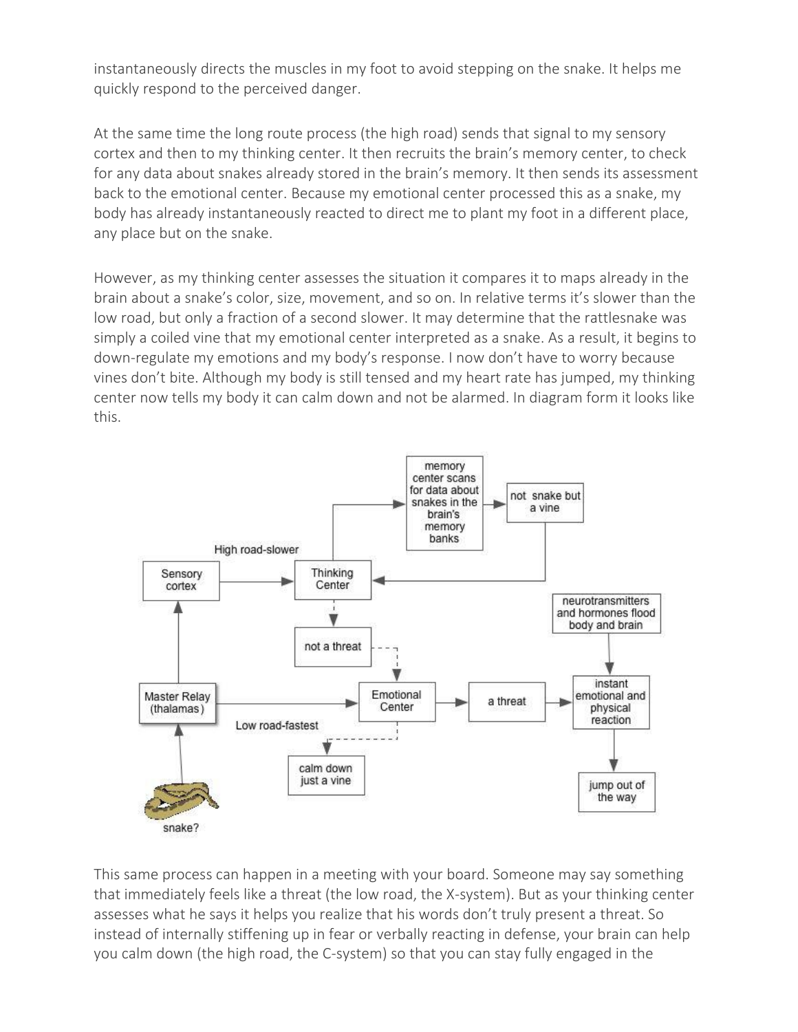instantaneously directs the muscles in my foot to avoid stepping on the snake. It helps me quickly respond to the perceived danger.

At the same time the long route process (the high road) sends that signal to my sensory cortex and then to my thinking center. It then recruits the brain's memory center, to check for any data about snakes already stored in the brain's memory. It then sends its assessment back to the emotional center. Because my emotional center processed this as a snake, my body has already instantaneously reacted to direct me to plant my foot in a different place, any place but on the snake.

However, as my thinking center assesses the situation it compares it to maps already in the brain about a snake's color, size, movement, and so on. In relative terms it's slower than the low road, but only a fraction of a second slower. It may determine that the rattlesnake was simply a coiled vine that my emotional center interpreted as a snake. As a result, it begins to down-regulate my emotions and my body's response. I now don't have to worry because vines don't bite. Although my body is still tensed and my heart rate has jumped, my thinking center now tells my body it can calm down and not be alarmed. In diagram form it looks like this.

This same process can happen in a meeting with your board. Someone may say something that immediately feels like a threat (the low road, the X-system). But as your thinking center assesses what he says it helps you realize that his words don't truly present a threat. So instead of internally stiffening up in fear or verbally reacting in defense, your brain can help you calm down (the high road, the C-system) so that you can stay fully engaged in the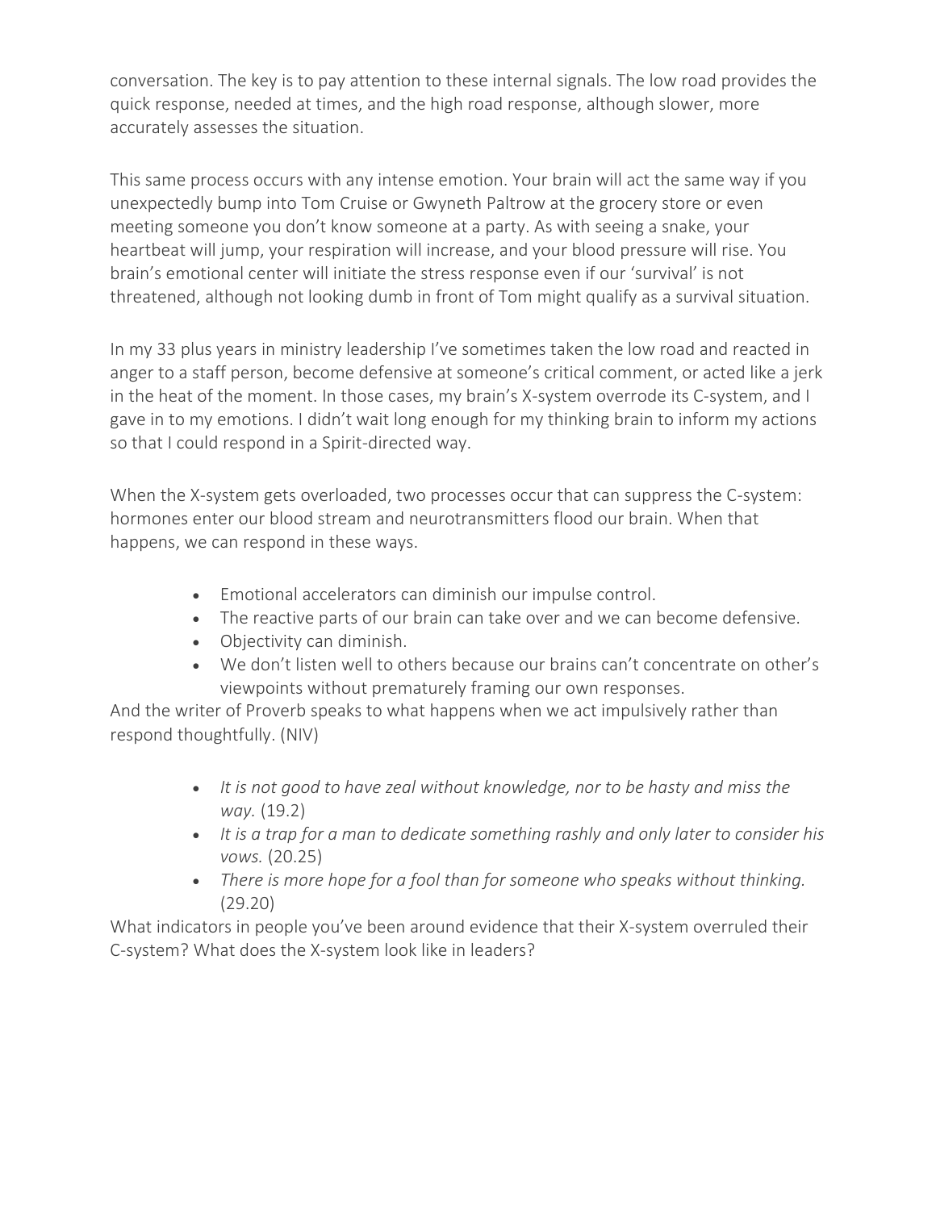conversation. The key is to pay attention to these internal signals. The low road provides the quick response, needed at times, and the high road response, although slower, more accurately assesses the situation.

This same process occurs with any intense emotion. Your brain will act the same way if you unexpectedly bump into Tom Cruise or Gwyneth Paltrow at the grocery store or even meeting someone you don't know someone at a party. As with seeing a snake, your heartbeat will jump, your respiration will increase, and your blood pressure will rise. You brain's emotional center will initiate the stress response even if our 'survival' is not threatened, although not looking dumb in front of Tom might qualify as a survival situation.

In my 33 plus years in ministry leadership I've sometimes taken the low road and reacted in anger to a staff person, become defensive at someone's critical comment, or acted like a jerk in the heat of the moment. In those cases, my brain's X-system overrode its C-system, and I gave in to my emotions. I didn't wait long enough for my thinking brain to inform my actions so that I could respond in a Spirit-directed way.

When the X-system gets overloaded, two processes occur that can suppress the C-system: hormones enter our blood stream and neurotransmitters flood our brain. When that happens, we can respond in these ways.

- Emotional accelerators can diminish our impulse control.
- The reactive parts of our brain can take over and we can become defensive.
- Objectivity can diminish.
- We don't listen well to others because our brains can't concentrate on other's viewpoints without prematurely framing our own responses.

And the writer of Proverb speaks to what happens when we act impulsively rather than respond thoughtfully. (NIV)

- *It is not good to have zeal without knowledge, nor to be hasty and miss the way.* (19.2)
- *It is a trap for a man to dedicate something rashly and only later to consider his vows.* (20.25)
- *There is more hope for a fool than for someone who speaks without thinking.* (29.20)

What indicators in people you've been around evidence that their X-system overruled their C-system? What does the X-system look like in leaders?